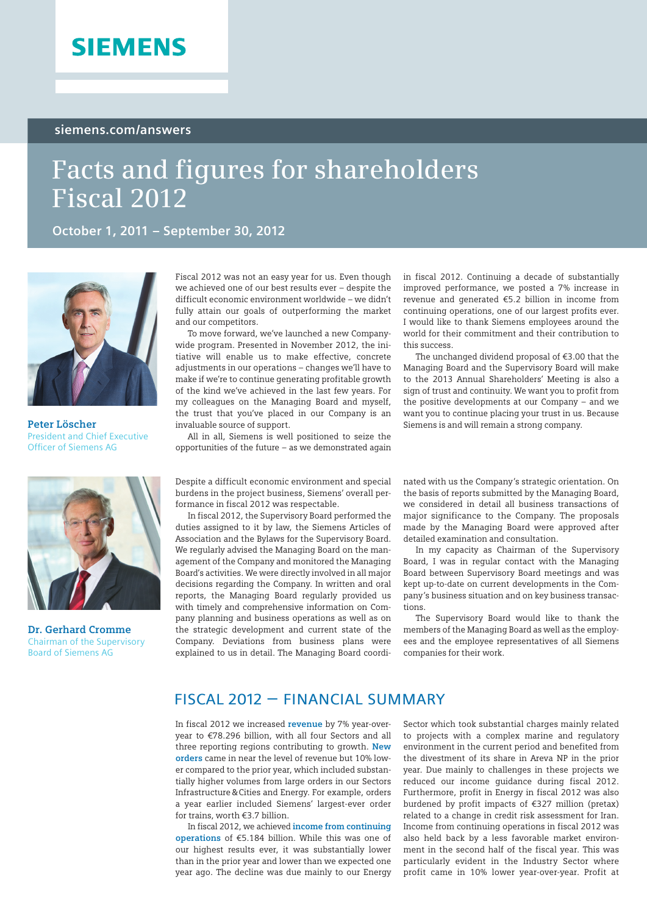SIEMENS

siemens.com/answers

# Facts and figures for shareholders Fiscal 2012

**October 1, 2011 – September 30, 2012**

**Peter Löscher**
President and Chief Executive Officer of Siemens AG

Fiscal 2012 was not an easy year for us. Even though we achieved one of our best results ever – despite the difficult economic environment worldwide – we didn't fully attain our goals of outperforming the market and our competitors.

To move forward, we've launched a new Company-wide program. Presented in November 2012, the initiative will enable us to make effective, concrete adjustments in our operations – changes we'll have to make if we're to continue generating profitable growth of the kind we've achieved in the last few years. For my colleagues on the Managing Board and myself, the trust that you've placed in our Company is an invaluable source of support.

All in all, Siemens is well positioned to seize the opportunities of the future – as we demonstrated again in fiscal 2012. Continuing a decade of substantially improved performance, we posted a 7% increase in revenue and generated €5.2 billion in income from continuing operations, one of our largest profits ever. I would like to thank Siemens employees around the world for their commitment and their contribution to this success.

The unchanged dividend proposal of €3.00 that the Managing Board and the Supervisory Board will make to the 2013 Annual Shareholders' Meeting is also a sign of trust and continuity. We want you to profit from the positive developments at our Company – and we want you to continue placing your trust in us. Because Siemens is and will remain a strong company.

**Dr. Gerhard Cromme**
Chairman of the Supervisory Board of Siemens AG

Despite a difficult economic environment and special burdens in the project business, Siemens' overall performance in fiscal 2012 was respectable.

In fiscal 2012, the Supervisory Board performed the duties assigned to it by law, the Siemens Articles of Association and the Bylaws for the Supervisory Board. We regularly advised the Managing Board on the management of the Company and monitored the Managing Board's activities. We were directly involved in all major decisions regarding the Company. In written and oral reports, the Managing Board regularly provided us with timely and comprehensive information on Company planning and business operations as well as on the strategic development and current state of the Company. Deviations from business plans were explained to us in detail. The Managing Board coordinated with us the Company's strategic orientation. On the basis of reports submitted by the Managing Board, we considered in detail all business transactions of major significance to the Company. The proposals made by the Managing Board were approved after detailed examination and consultation.

In my capacity as Chairman of the Supervisory Board, I was in regular contact with the Managing Board between Supervisory Board meetings and was kept up-to-date on current developments in the Company's business situation and on key business transactions.

The Supervisory Board would like to thank the members of the Managing Board as well as the employees and the employee representatives of all Siemens companies for their work.

## FISCAL 2012 – FINANCIAL SUMMARY

In fiscal 2012 we increased **revenue** by 7% year-over-year to €78.296 billion, with all four Sectors and all three reporting regions contributing to growth. **New orders** came in near the level of revenue but 10% lower compared to the prior year, which included substantially higher volumes from large orders in our Sectors Infrastructure & Cities and Energy. For example, orders a year earlier included Siemens' largest-ever order for trains, worth €3.7 billion.

In fiscal 2012, we achieved **income from continuing operations** of €5.184 billion. While this was one of our highest results ever, it was substantially lower than in the prior year and lower than we expected one year ago. The decline was due mainly to our Energy Sector which took substantial charges mainly related to projects with a complex marine and regulatory environment in the current period and benefited from the divestment of its share in Areva NP in the prior year. Due mainly to challenges in these projects we reduced our income guidance during fiscal 2012. Furthermore, profit in Energy in fiscal 2012 was also burdened by profit impacts of €327 million (pretax) related to a change in credit risk assessment for Iran. Income from continuing operations in fiscal 2012 was also held back by a less favorable market environment in the second half of the fiscal year. This was particularly evident in the Industry Sector where profit came in 10% lower year-over-year. Profit at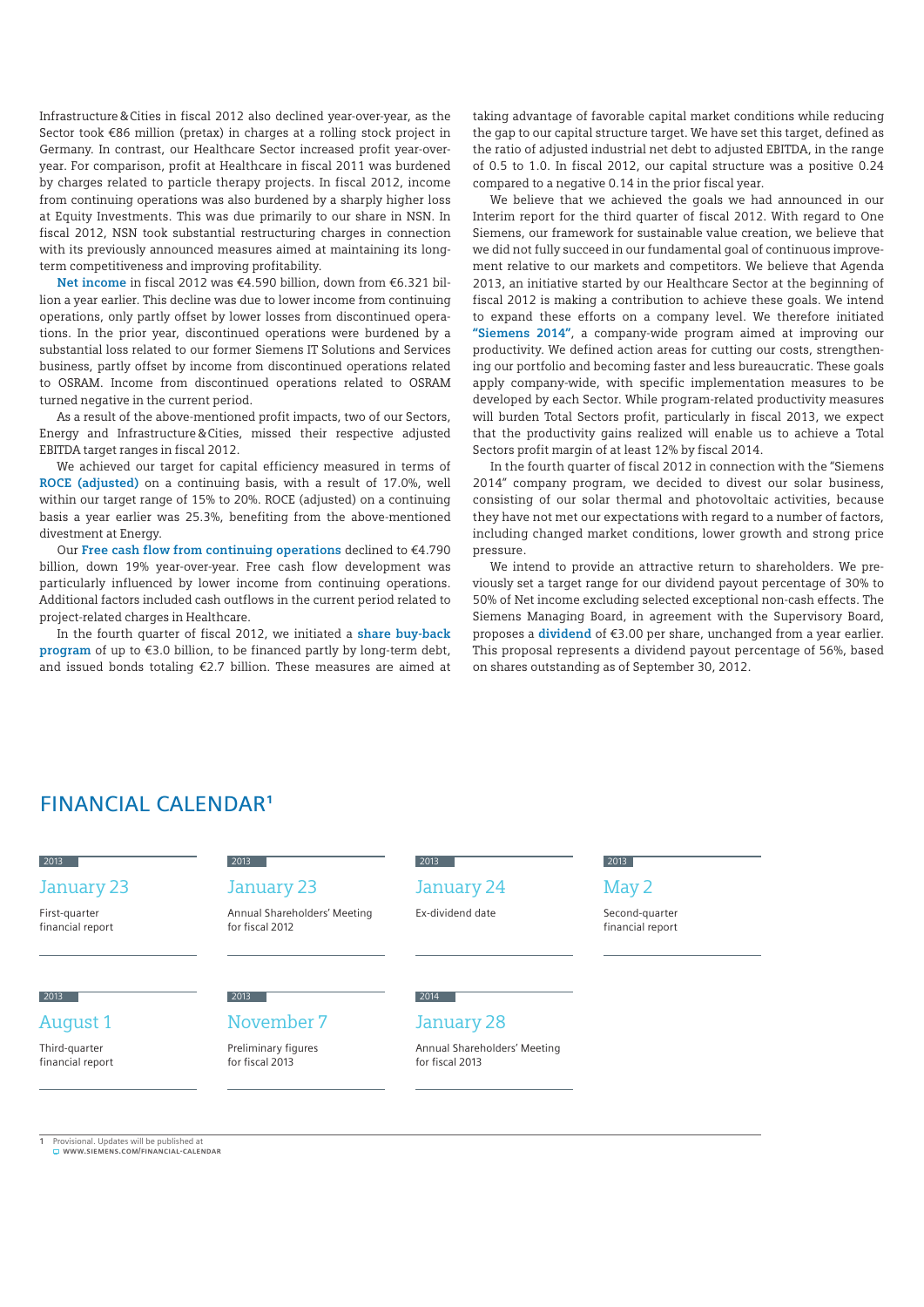Infrastructure & Cities in fiscal 2012 also declined year-over-year, as the Sector took €86 million (pretax) in charges at a rolling stock project in Germany. In contrast, our Healthcare Sector increased profit year-over-year. For comparison, profit at Healthcare in fiscal 2011 was burdened by charges related to particle therapy projects. In fiscal 2012, income from continuing operations was also burdened by a sharply higher loss at Equity Investments. This was due primarily to our share in NSN. In fiscal 2012, NSN took substantial restructuring charges in connection with its previously announced measures aimed at maintaining its long-term competitiveness and improving profitability.

**Net income** in fiscal 2012 was €4.590 billion, down from €6.321 billion a year earlier. This decline was due to lower income from continuing operations, only partly offset by lower losses from discontinued operations. In the prior year, discontinued operations were burdened by a substantial loss related to our former Siemens IT Solutions and Services business, partly offset by income from discontinued operations related to OSRAM. Income from discontinued operations related to OSRAM turned negative in the current period.

As a result of the above-mentioned profit impacts, two of our Sectors, Energy and Infrastructure & Cities, missed their respective adjusted EBITDA target ranges in fiscal 2012.

We achieved our target for capital efficiency measured in terms of **ROCE (adjusted)** on a continuing basis, with a result of 17.0%, well within our target range of 15% to 20%. ROCE (adjusted) on a continuing basis a year earlier was 25.3%, benefiting from the above-mentioned divestment at Energy.

Our **Free cash flow from continuing operations** declined to €4.790 billion, down 19% year-over-year. Free cash flow development was particularly influenced by lower income from continuing operations. Additional factors included cash outflows in the current period related to project-related charges in Healthcare.

In the fourth quarter of fiscal 2012, we initiated a **share buy-back program** of up to €3.0 billion, to be financed partly by long-term debt, and issued bonds totaling €2.7 billion. These measures are aimed at taking advantage of favorable capital market conditions while reducing the gap to our capital structure target. We have set this target, defined as the ratio of adjusted industrial net debt to adjusted EBITDA, in the range of 0.5 to 1.0. In fiscal 2012, our capital structure was a positive 0.24 compared to a negative 0.14 in the prior fiscal year.

We believe that we achieved the goals we had announced in our Interim report for the third quarter of fiscal 2012. With regard to One Siemens, our framework for sustainable value creation, we believe that we did not fully succeed in our fundamental goal of continuous improvement relative to our markets and competitors. We believe that Agenda 2013, an initiative started by our Healthcare Sector at the beginning of fiscal 2012 is making a contribution to achieve these goals. We intend to expand these efforts on a company level. We therefore initiated **"Siemens 2014"**, a company-wide program aimed at improving our productivity. We defined action areas for cutting our costs, strengthening our portfolio and becoming faster and less bureaucratic. These goals apply company-wide, with specific implementation measures to be developed by each Sector. While program-related productivity measures will burden Total Sectors profit, particularly in fiscal 2013, we expect that the productivity gains realized will enable us to achieve a Total Sectors profit margin of at least 12% by fiscal 2014.

In the fourth quarter of fiscal 2012 in connection with the "Siemens 2014" company program, we decided to divest our solar business, consisting of our solar thermal and photovoltaic activities, because they have not met our expectations with regard to a number of factors, including changed market conditions, lower growth and strong price pressure.

We intend to provide an attractive return to shareholders. We previously set a target range for our dividend payout percentage of 30% to 50% of Net income excluding selected exceptional non-cash effects. The Siemens Managing Board, in agreement with the Supervisory Board, proposes a **dividend** of €3.00 per share, unchanged from a year earlier. This proposal represents a dividend payout percentage of 56%, based on shares outstanding as of September 30, 2012.

## FINANCIAL CALENDAR[1]

| Year | Date | Event |
|---|---|---|
| 2013 | January 23 | First-quarter financial report |
| 2013 | January 23 | Annual Shareholders' Meeting for fiscal 2012 |
| 2013 | January 24 | Ex-dividend date |
| 2013 | May 2 | Second-quarter financial report |
| 2013 | August 1 | Third-quarter financial report |
| 2013 | November 7 | Preliminary figures for fiscal 2013 |
| 2014 | January 28 | Annual Shareholders' Meeting for fiscal 2013 |

1 Provisional. Updates will be published at WWW.SIEMENS.COM/FINANCIAL-CALENDAR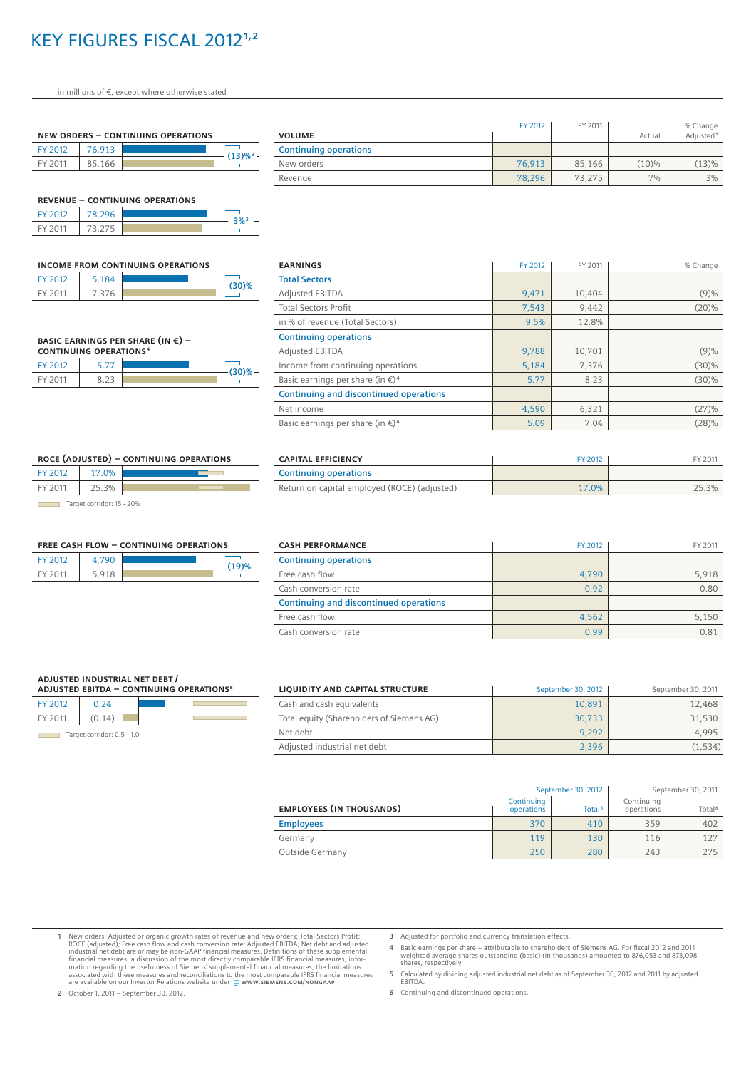# KEY FIGURES FISCAL 2012[1,2]

in millions of €, except where otherwise stated

**NEW ORDERS – CONTINUING OPERATIONS**

| | | |
|---|---|---|
| FY 2012 | 76,913 | (13)%[3] |
| FY 2011 | 85,166 | |

**REVENUE – CONTINUING OPERATIONS**

| | | |
|---|---|---|
| FY 2012 | 78,296 | 3%[3] |
| FY 2011 | 73,275 | |

| VOLUME | FY 2012 | FY 2011 | % Change Actual | % Change Adjusted[3] |
|---|---|---|---|---|
| **Continuing operations** | | | | |
| New orders | 76,913 | 85,166 | (10)% | (13)% |
| Revenue | 78,296 | 73,275 | 7% | 3% |

**INCOME FROM CONTINUING OPERATIONS**

| | | |
|---|---|---|
| FY 2012 | 5,184 | (30)% |
| FY 2011 | 7,376 | |

**BASIC EARNINGS PER SHARE (IN €) – CONTINUING OPERATIONS[4]**

| | | |
|---|---|---|
| FY 2012 | 5.77 | (30)% |
| FY 2011 | 8.23 | |

| EARNINGS | FY 2012 | FY 2011 | % Change |
|---|---|---|---|
| **Total Sectors** | | | |
| Adjusted EBITDA | 9,471 | 10,404 | (9)% |
| Total Sectors Profit | 7,543 | 9,442 | (20)% |
| in % of revenue (Total Sectors) | 9.5% | 12.8% | |
| **Continuing operations** | | | |
| Adjusted EBITDA | 9,788 | 10,701 | (9)% |
| Income from continuing operations | 5,184 | 7,376 | (30)% |
| Basic earnings per share (in €)[4] | 5.77 | 8.23 | (30)% |
| **Continuing and discontinued operations** | | | |
| Net income | 4,590 | 6,321 | (27)% |
| Basic earnings per share (in €)[4] | 5.09 | 7.04 | (28)% |

**ROCE (ADJUSTED) – CONTINUING OPERATIONS**

| | |
|---|---|
| FY 2012 | 17.0% |
| FY 2011 | 25.3% |

Target corridor: 15 – 20%

| CAPITAL EFFICIENCY | FY 2012 | FY 2011 |
|---|---|---|
| **Continuing operations** | | |
| Return on capital employed (ROCE) (adjusted) | 17.0% | 25.3% |

**FREE CASH FLOW – CONTINUING OPERATIONS**

| | | |
|---|---|---|
| FY 2012 | 4,790 | (19)% |
| FY 2011 | 5,918 | |

| CASH PERFORMANCE | FY 2012 | FY 2011 |
|---|---|---|
| **Continuing operations** | | |
| Free cash flow | 4,790 | 5,918 |
| Cash conversion rate | 0.92 | 0.80 |
| **Continuing and discontinued operations** | | |
| Free cash flow | 4,562 | 5,150 |
| Cash conversion rate | 0.99 | 0.81 |

**ADJUSTED INDUSTRIAL NET DEBT / ADJUSTED EBITDA – CONTINUING OPERATIONS[5]**

| | |
|---|---|
| FY 2012 | 0.24 |
| FY 2011 | (0.14) |

Target corridor: 0.5 – 1.0

| LIQUIDITY AND CAPITAL STRUCTURE | September 30, 2012 | September 30, 2011 |
|---|---|---|
| Cash and cash equivalents | 10,891 | 12,468 |
| Total equity (Shareholders of Siemens AG) | 30,733 | 31,530 |
| Net debt | 9,292 | 4,995 |
| Adjusted industrial net debt | 2,396 | (1,534) |

| EMPLOYEES (IN THOUSANDS) | September 30, 2012 | | September 30, 2011 | |
|---|---|---|---|---|
| | Continuing operations | Total[6] | Continuing operations | Total[6] |
| **Employees** | 370 | 410 | 359 | 402 |
| Germany | 119 | 130 | 116 | 127 |
| Outside Germany | 250 | 280 | 243 | 275 |

1 New orders; Adjusted or organic growth rates of revenue and new orders; Total Sectors Profit; ROCE (adjusted); Free cash flow and cash conversion rate; Adjusted EBITDA; Net debt and adjusted industrial net debt are or may be non-GAAP financial measures. Definitions of these supplemental financial measures, a discussion of the most directly comparable IFRS financial measures, information regarding the usefulness of Siemens' supplemental financial measures, the limitations associated with these measures and reconciliations to the most comparable IFRS financial measures are available on our Investor Relations website under WWW.SIEMENS.COM/NONGAAP

2 October 1, 2011 – September 30, 2012.

3 Adjusted for portfolio and currency translation effects.

4 Basic earnings per share – attributable to shareholders of Siemens AG. For fiscal 2012 and 2011 weighted average shares outstanding (basic) (in thousands) amounted to 876,053 and 873,098 shares, respectively.

5 Calculated by dividing adjusted industrial net debt as of September 30, 2012 and 2011 by adjusted EBITDA.

6 Continuing and discontinued operations.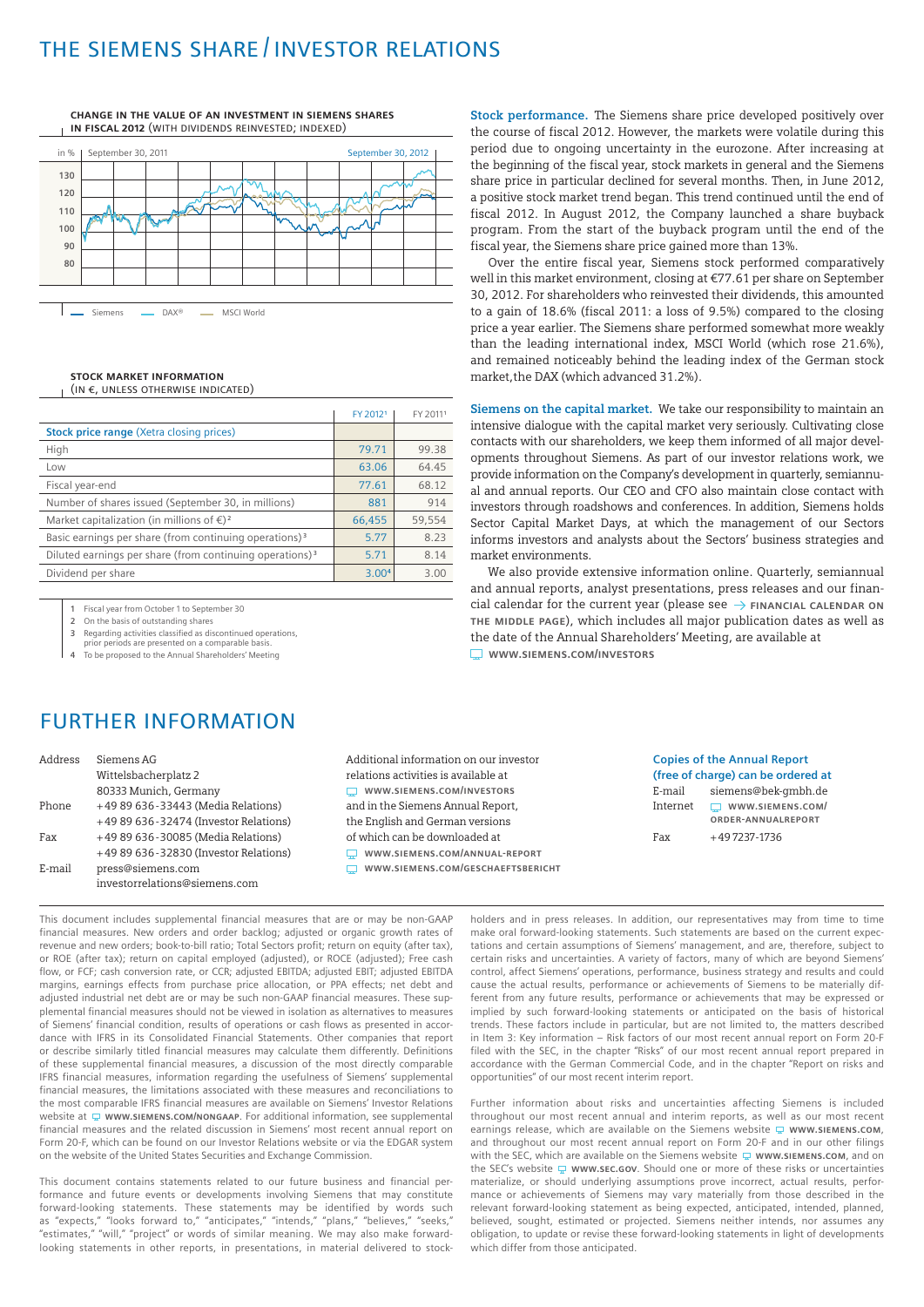# THE SIEMENS SHARE / INVESTOR RELATIONS

**CHANGE IN THE VALUE OF AN INVESTMENT IN SIEMENS SHARES IN FISCAL 2012** (WITH DIVIDENDS REINVESTED; INDEXED)

in %
September 30, 2011
September 30, 2012
130
120
110
100
90
80
Siemens
DAX®
MSCI World

**STOCK MARKET INFORMATION**
(IN €, UNLESS OTHERWISE INDICATED)

| | FY 2012[1] | FY 2011[1] |
|---|---|---|
| **Stock price range** (Xetra closing prices) | | |
| High | 79.71 | 99.38 |
| Low | 63.06 | 64.45 |
| Fiscal year-end | 77.61 | 68.12 |
| Number of shares issued (September 30, in millions) | 881 | 914 |
| Market capitalization (in millions of €)[2] | 66,455 | 59,554 |
| Basic earnings per share (from continuing operations)[3] | 5.77 | 8.23 |
| Diluted earnings per share (from continuing operations)[3] | 5.71 | 8.14 |
| Dividend per share | 3.00[4] | 3.00 |

1 Fiscal year from October 1 to September 30
2 On the basis of outstanding shares
3 Regarding activities classified as discontinued operations, prior periods are presented on a comparable basis.
4 To be proposed to the Annual Shareholders' Meeting

**Stock performance.** The Siemens share price developed positively over the course of fiscal 2012. However, the markets were volatile during this period due to ongoing uncertainty in the eurozone. After increasing at the beginning of the fiscal year, stock markets in general and the Siemens share price in particular declined for several months. Then, in June 2012, a positive stock market trend began. This trend continued until the end of fiscal 2012. In August 2012, the Company launched a share buyback program. From the start of the buyback program until the end of the fiscal year, the Siemens share price gained more than 13%.

Over the entire fiscal year, Siemens stock performed comparatively well in this market environment, closing at €77.61 per share on September 30, 2012. For shareholders who reinvested their dividends, this amounted to a gain of 18.6% (fiscal 2011: a loss of 9.5%) compared to the closing price a year earlier. The Siemens share performed somewhat more weakly than the leading international index, MSCI World (which rose 21.6%), and remained noticeably behind the leading index of the German stock market,the DAX (which advanced 31.2%).

**Siemens on the capital market.** We take our responsibility to maintain an intensive dialogue with the capital market very seriously. Cultivating close contacts with our shareholders, we keep them informed of all major developments throughout Siemens. As part of our investor relations work, we provide information on the Company's development in quarterly, semiannual and annual reports. Our CEO and CFO also maintain close contact with investors through roadshows and conferences. In addition, Siemens holds Sector Capital Market Days, at which the management of our Sectors informs investors and analysts about the Sectors' business strategies and market environments.

We also provide extensive information online. Quarterly, semiannual and annual reports, analyst presentations, press releases and our financial calendar for the current year (please see → FINANCIAL CALENDAR ON THE MIDDLE PAGE), which includes all major publication dates as well as the date of the Annual Shareholders' Meeting, are available at
WWW.SIEMENS.COM/INVESTORS

# FURTHER INFORMATION

| | |
|---|---|
| Address | Siemens AG<br>Wittelsbacherplatz 2<br>80333 Munich, Germany |
| Phone | +49 89 636-33443 (Media Relations)<br>+49 89 636-32474 (Investor Relations) |
| Fax | +49 89 636-30085 (Media Relations)<br>+49 89 636-32830 (Investor Relations) |
| E-mail | press@siemens.com<br>investorrelations@siemens.com |

Additional information on our investor relations activities is available at
WWW.SIEMENS.COM/INVESTORS
and in the Siemens Annual Report, the English and German versions of which can be downloaded at
WWW.SIEMENS.COM/ANNUAL-REPORT
WWW.SIEMENS.COM/GESCHAEFTSBERICHT

**Copies of the Annual Report (free of charge) can be ordered at**

| | |
|---|---|
| E-mail | siemens@bek-gmbh.de |
| Internet | WWW.SIEMENS.COM/ORDER-ANNUALREPORT |
| Fax | +49 7237-1736 |

This document includes supplemental financial measures that are or may be non-GAAP financial measures. New orders and order backlog; adjusted or organic growth rates of revenue and new orders; book-to-bill ratio; Total Sectors profit; return on equity (after tax), or ROE (after tax); return on capital employed (adjusted), or ROCE (adjusted); Free cash flow, or FCF; cash conversion rate, or CCR; adjusted EBITDA; adjusted EBIT; adjusted EBITDA margins, earnings effects from purchase price allocation, or PPA effects; net debt and adjusted industrial net debt are or may be such non-GAAP financial measures. These supplemental financial measures should not be viewed in isolation as alternatives to measures of Siemens' financial condition, results of operations or cash flows as presented in accordance with IFRS in its Consolidated Financial Statements. Other companies that report or describe similarly titled financial measures may calculate them differently. Definitions of these supplemental financial measures, a discussion of the most directly comparable IFRS financial measures, information regarding the usefulness of Siemens' supplemental financial measures, the limitations associated with these measures and reconciliations to the most comparable IFRS financial measures are available on Siemens' Investor Relations website at WWW.SIEMENS.COM/NONGAAP. For additional information, see supplemental financial measures and the related discussion in Siemens' most recent annual report on Form 20-F, which can be found on our Investor Relations website or via the EDGAR system on the website of the United States Securities and Exchange Commission.

This document contains statements related to our future business and financial performance and future events or developments involving Siemens that may constitute forward-looking statements. These statements may be identified by words such as "expects," "looks forward to," "anticipates," "intends," "plans," "believes," "seeks," "estimates," "will," "project" or words of similar meaning. We may also make forward-looking statements in other reports, in presentations, in material delivered to stockholders and in press releases. In addition, our representatives may from time to time make oral forward-looking statements. Such statements are based on the current expectations and certain assumptions of Siemens' management, and are, therefore, subject to certain risks and uncertainties. A variety of factors, many of which are beyond Siemens' control, affect Siemens' operations, performance, business strategy and results and could cause the actual results, performance or achievements of Siemens to be materially different from any future results, performance or achievements that may be expressed or implied by such forward-looking statements or anticipated on the basis of historical trends. These factors include in particular, but are not limited to, the matters described in Item 3: Key information – Risk factors of our most recent annual report on Form 20-F filed with the SEC, in the chapter "Risks" of our most recent annual report prepared in accordance with the German Commercial Code, and in the chapter "Report on risks and opportunities" of our most recent interim report.

Further information about risks and uncertainties affecting Siemens is included throughout our most recent annual and interim reports, as well as our most recent earnings release, which are available on the Siemens website WWW.SIEMENS.COM, and throughout our most recent annual report on Form 20-F and in our other filings with the SEC, which are available on the Siemens website WWW.SIEMENS.COM, and on the SEC's website WWW.SEC.GOV. Should one or more of these risks or uncertainties materialize, or should underlying assumptions prove incorrect, actual results, performance or achievements of Siemens may vary materially from those described in the relevant forward-looking statement as being expected, anticipated, intended, planned, believed, sought, estimated or projected. Siemens neither intends, nor assumes any obligation, to update or revise these forward-looking statements in light of developments which differ from those anticipated.